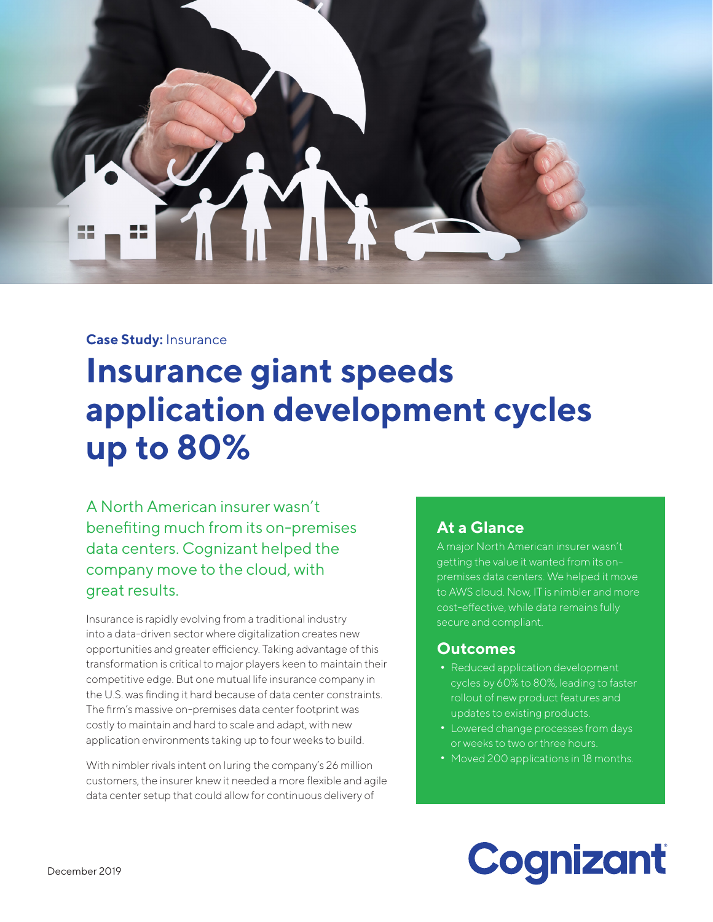**Case Study:** Insurance

# Insurance giant speeds application development cycles up to 80%

A North American insurer wasn't benefiting much from its on-premises data centers. Cognizant helped the company move to the cloud, with great results.

Insurance is rapidly evolving from a traditional industry into a data-driven sector where digitalization creates new opportunities and greater efficiency. Taking advantage of this transformation is critical to major players keen to maintain their competitive edge. But one mutual life insurance company in the U.S. was finding it hard because of data center constraints. The firm's massive on-premises data center footprint was costly to maintain and hard to scale and adapt, with new application environments taking up to four weeks to build.

With nimbler rivals intent on luring the company's 26 million customers, the insurer knew it needed a more flexible and agile data center setup that could allow for continuous delivery of

## At a Glance

A major North American insurer wasn't getting the value it wanted from its on-premises data centers. We helped it move to AWS cloud. Now, IT is nimbler and more cost-effective, while data remains fully secure and compliant.

## Outcomes

- Reduced application development cycles by 60% to 80%, leading to faster rollout of new product features and updates to existing products.
- Lowered change processes from days or weeks to two or three hours.
- Moved 200 applications in 18 months.

December 2019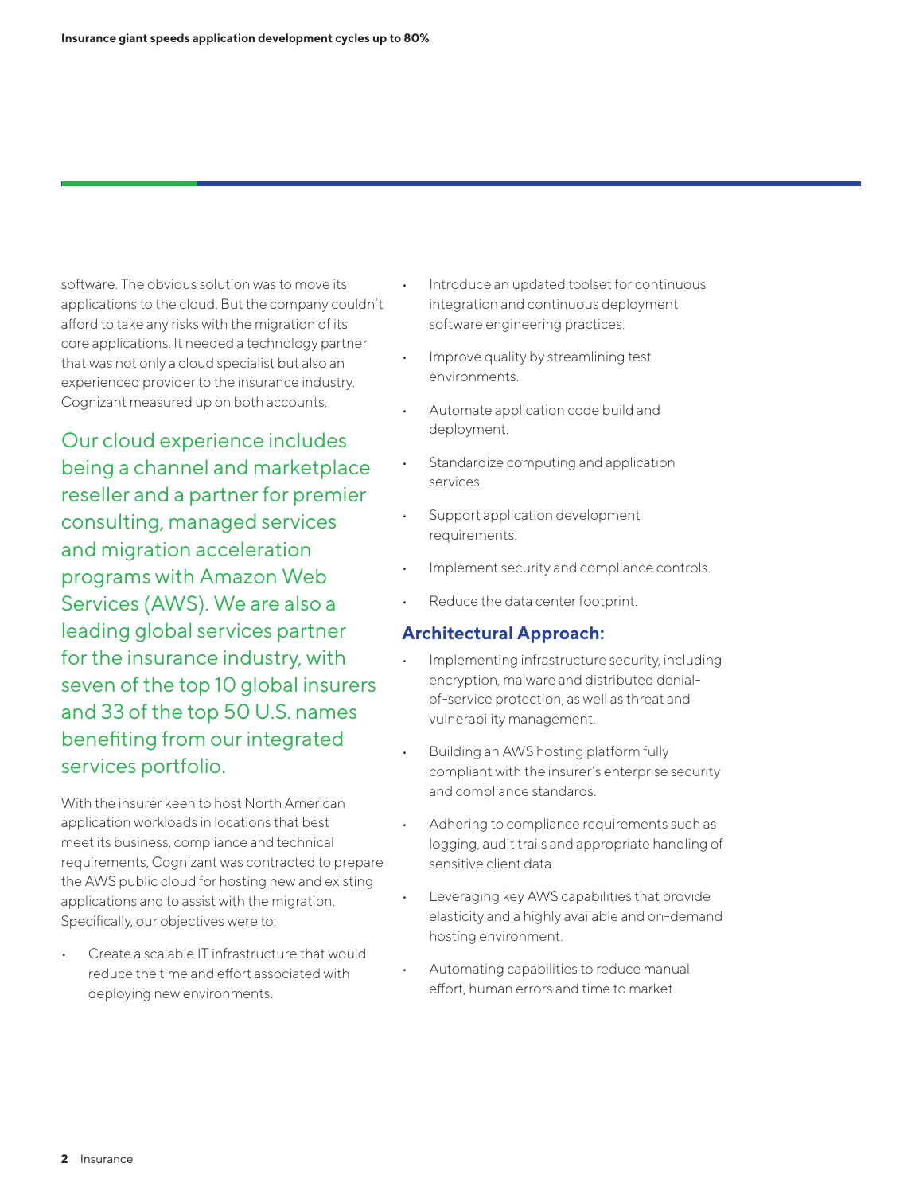software. The obvious solution was to move its applications to the cloud. But the company couldn't afford to take any risks with the migration of its core applications. It needed a technology partner that was not only a cloud specialist but also an experienced provider to the insurance industry. Cognizant measured up on both accounts.

Our cloud experience includes being a channel and marketplace reseller and a partner for premier consulting, managed services and migration acceleration programs with Amazon Web Services (AWS). We are also a leading global services partner for the insurance industry, with seven of the top 10 global insurers and 33 of the top 50 U.S. names benefiting from our integrated services portfolio.

With the insurer keen to host North American application workloads in locations that best meet its business, compliance and technical requirements, Cognizant was contracted to prepare the AWS public cloud for hosting new and existing applications and to assist with the migration. Specifically, our objectives were to:

- Create a scalable IT infrastructure that would reduce the time and effort associated with deploying new environments.
- Introduce an updated toolset for continuous integration and continuous deployment software engineering practices.
- Improve quality by streamlining test environments.
- Automate application code build and deployment.
- Standardize computing and application services.
- Support application development requirements.
- Implement security and compliance controls.
- Reduce the data center footprint.

### Architectural Approach:

- Implementing infrastructure security, including encryption, malware and distributed denial-of-service protection, as well as threat and vulnerability management.
- Building an AWS hosting platform fully compliant with the insurer's enterprise security and compliance standards.
- Adhering to compliance requirements such as logging, audit trails and appropriate handling of sensitive client data.
- Leveraging key AWS capabilities that provide elasticity and a highly available and on-demand hosting environment.
- Automating capabilities to reduce manual effort, human errors and time to market.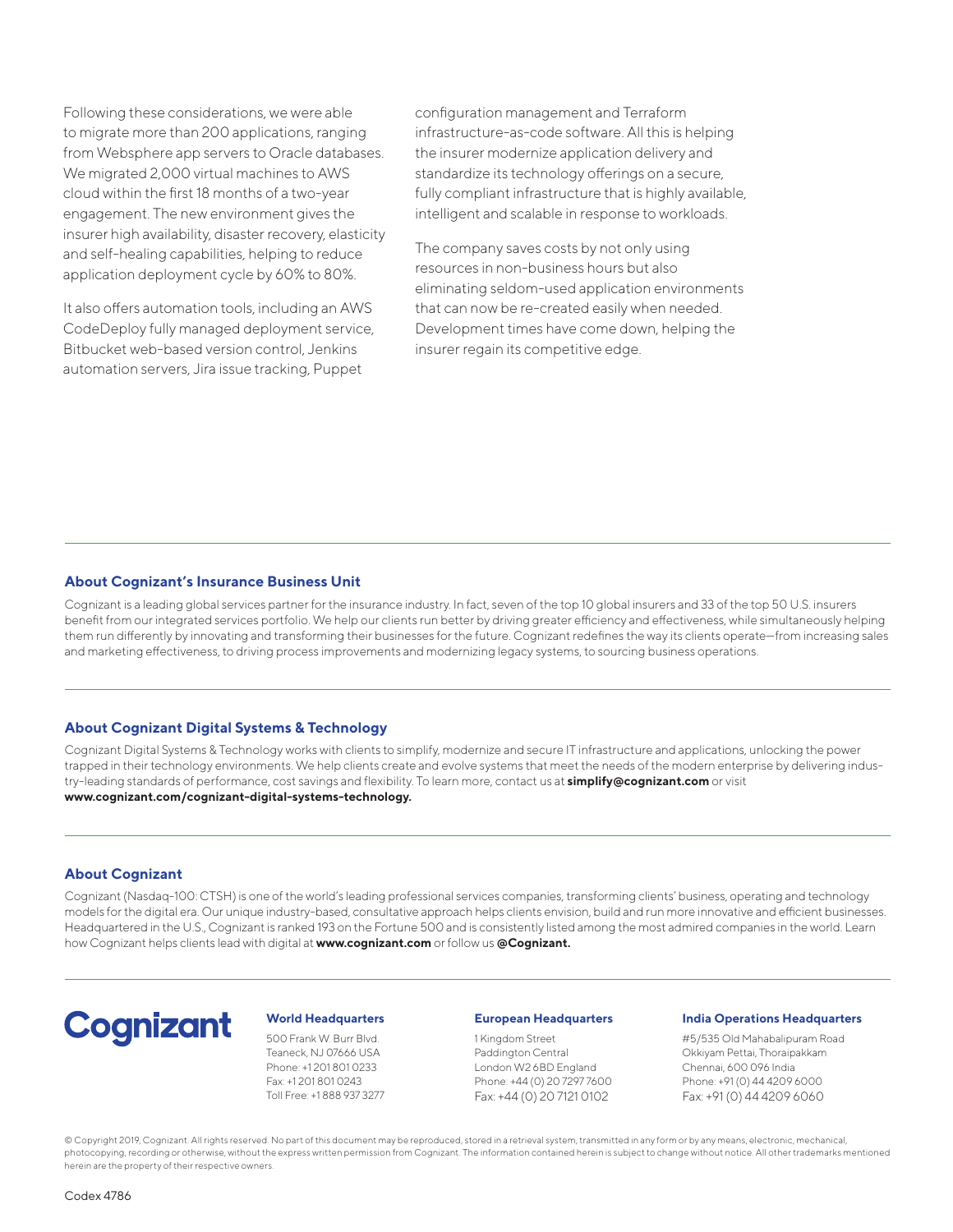Following these considerations, we were able to migrate more than 200 applications, ranging from Websphere app servers to Oracle databases. We migrated 2,000 virtual machines to AWS cloud within the first 18 months of a two-year engagement. The new environment gives the insurer high availability, disaster recovery, elasticity and self-healing capabilities, helping to reduce application deployment cycle by 60% to 80%.

It also offers automation tools, including an AWS CodeDeploy fully managed deployment service, Bitbucket web-based version control, Jenkins automation servers, Jira issue tracking, Puppet configuration management and Terraform infrastructure-as-code software. All this is helping the insurer modernize application delivery and standardize its technology offerings on a secure, fully compliant infrastructure that is highly available, intelligent and scalable in response to workloads.

The company saves costs by not only using resources in non-business hours but also eliminating seldom-used application environments that can now be re-created easily when needed. Development times have come down, helping the insurer regain its competitive edge.

### About Cognizant's Insurance Business Unit

Cognizant is a leading global services partner for the insurance industry. In fact, seven of the top 10 global insurers and 33 of the top 50 U.S. insurers benefit from our integrated services portfolio. We help our clients run better by driving greater efficiency and effectiveness, while simultaneously helping them run differently by innovating and transforming their businesses for the future. Cognizant redefines the way its clients operate—from increasing sales and marketing effectiveness, to driving process improvements and modernizing legacy systems, to sourcing business operations.

### About Cognizant Digital Systems & Technology

Cognizant Digital Systems & Technology works with clients to simplify, modernize and secure IT infrastructure and applications, unlocking the power trapped in their technology environments. We help clients create and evolve systems that meet the needs of the modern enterprise by delivering industry-leading standards of performance, cost savings and flexibility. To learn more, contact us at **simplify@cognizant.com** or visit **www.cognizant.com/cognizant-digital-systems-technology.**

### About Cognizant

Cognizant (Nasdaq-100: CTSH) is one of the world's leading professional services companies, transforming clients' business, operating and technology models for the digital era. Our unique industry-based, consultative approach helps clients envision, build and run more innovative and efficient businesses. Headquartered in the U.S., Cognizant is ranked 193 on the Fortune 500 and is consistently listed among the most admired companies in the world. Learn how Cognizant helps clients lead with digital at **www.cognizant.com** or follow us **@Cognizant.**

**Cognizant**

**World Headquarters**
500 Frank W. Burr Blvd.
Teaneck, NJ 07666 USA
Phone: +1 201 801 0233
Fax: +1 201 801 0243
Toll Free: +1 888 937 3277

**European Headquarters**
1 Kingdom Street
Paddington Central
London W2 6BD England
Phone: +44 (0) 20 7297 7600
Fax: +44 (0) 20 7121 0102

**India Operations Headquarters**
#5/535 Old Mahabalipuram Road
Okkiyam Pettai, Thoraipakkam
Chennai, 600 096 India
Phone: +91 (0) 44 4209 6000
Fax: +91 (0) 44 4209 6060

© Copyright 2019, Cognizant. All rights reserved. No part of this document may be reproduced, stored in a retrieval system, transmitted in any form or by any means, electronic, mechanical, photocopying, recording or otherwise, without the express written permission from Cognizant. The information contained herein is subject to change without notice. All other trademarks mentioned herein are the property of their respective owners.

Codex 4786